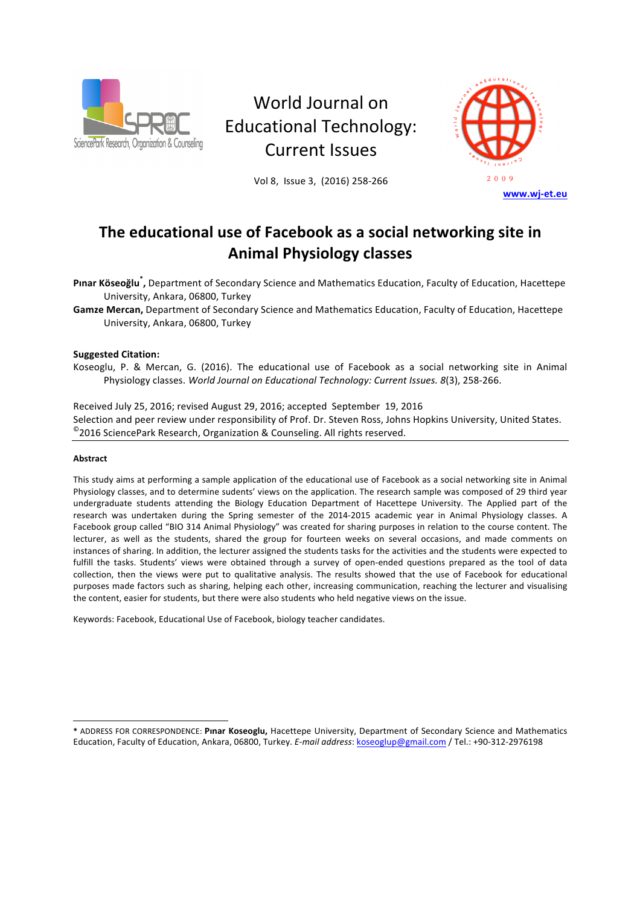# The educational use of Facebook as a social networking site in Animal Physiology classes

**Pınar Köseoğlu\*,** Department of Secondary Science and Mathematics Education, Faculty of Education, Hacettepe University, Ankara, 06800, Turkey

**Gamze Mercan,** Department of Secondary Science and Mathematics Education, Faculty of Education, Hacettepe University, Ankara, 06800, Turkey

**Suggested Citation:**

Koseoglu, P. & Mercan, G. (2016). The educational use of Facebook as a social networking site in Animal Physiology classes. *World Journal on Educational Technology: Current Issues. 8*(3), 258-266.

Received July 25, 2016; revised August 29, 2016; accepted September 19, 2016

Selection and peer review under responsibility of Prof. Dr. Steven Ross, Johns Hopkins University, United States.

©2016 SciencePark Research, Organization & Counseling. All rights reserved.

#### Abstract

This study aims at performing a sample application of the educational use of Facebook as a social networking site in Animal Physiology classes, and to determine sudents' views on the application. The research sample was composed of 29 third year undergraduate students attending the Biology Education Department of Hacettepe University. The Applied part of the research was undertaken during the Spring semester of the 2014-2015 academic year in Animal Physiology classes. A Facebook group called "BIO 314 Animal Physiology" was created for sharing purposes in relation to the course content. The lecturer, as well as the students, shared the group for fourteen weeks on several occasions, and made comments on instances of sharing. In addition, the lecturer assigned the students tasks for the activities and the students were expected to fulfill the tasks. Students' views were obtained through a survey of open-ended questions prepared as the tool of data collection, then the views were put to qualitative analysis. The results showed that the use of Facebook for educational purposes made factors such as sharing, helping each other, increasing communication, reaching the lecturer and visualising the content, easier for students, but there were also students who held negative views on the issue.

Keywords: Facebook, Educational Use of Facebook, biology teacher candidates.

---

\* ADDRESS FOR CORRESPONDENCE: **Pınar Koseoglu,** Hacettepe University, Department of Secondary Science and Mathematics Education, Faculty of Education, Ankara, 06800, Turkey. *E-mail address*: koseoglup@gmail.com / Tel.: +90-312-2976198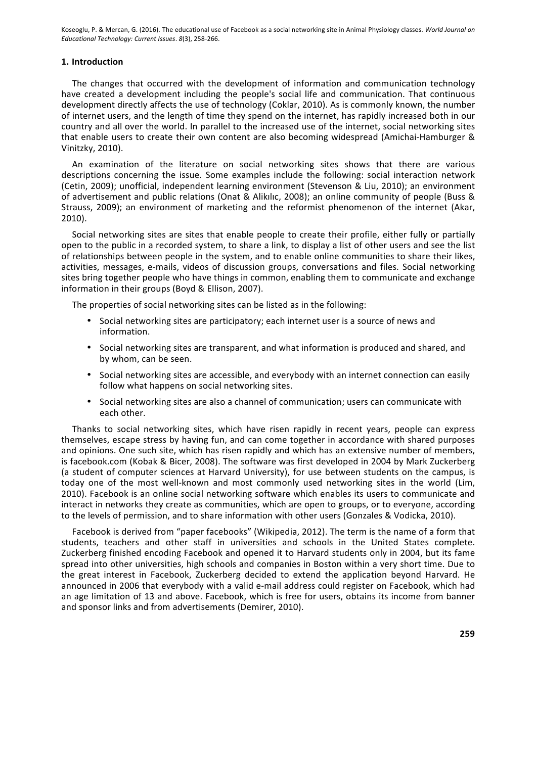## 1. Introduction

The changes that occurred with the development of information and communication technology have created a development including the people's social life and communication. That continuous development directly affects the use of technology (Coklar, 2010). As is commonly known, the number of internet users, and the length of time they spend on the internet, has rapidly increased both in our country and all over the world. In parallel to the increased use of the internet, social networking sites that enable users to create their own content are also becoming widespread (Amichai-Hamburger & Vinitzky, 2010).

An examination of the literature on social networking sites shows that there are various descriptions concerning the issue. Some examples include the following: social interaction network (Cetin, 2009); unofficial, independent learning environment (Stevenson & Liu, 2010); an environment of advertisement and public relations (Onat & Alikılıc, 2008); an online community of people (Buss & Strauss, 2009); an environment of marketing and the reformist phenomenon of the internet (Akar, 2010).

Social networking sites are sites that enable people to create their profile, either fully or partially open to the public in a recorded system, to share a link, to display a list of other users and see the list of relationships between people in the system, and to enable online communities to share their likes, activities, messages, e-mails, videos of discussion groups, conversations and files. Social networking sites bring together people who have things in common, enabling them to communicate and exchange information in their groups (Boyd & Ellison, 2007).

The properties of social networking sites can be listed as in the following:

- Social networking sites are participatory; each internet user is a source of news and information.
- Social networking sites are transparent, and what information is produced and shared, and by whom, can be seen.
- Social networking sites are accessible, and everybody with an internet connection can easily follow what happens on social networking sites.
- Social networking sites are also a channel of communication; users can communicate with each other.

Thanks to social networking sites, which have risen rapidly in recent years, people can express themselves, escape stress by having fun, and can come together in accordance with shared purposes and opinions. One such site, which has risen rapidly and which has an extensive number of members, is facebook.com (Kobak & Bicer, 2008). The software was first developed in 2004 by Mark Zuckerberg (a student of computer sciences at Harvard University), for use between students on the campus, is today one of the most well-known and most commonly used networking sites in the world (Lim, 2010). Facebook is an online social networking software which enables its users to communicate and interact in networks they create as communities, which are open to groups, or to everyone, according to the levels of permission, and to share information with other users (Gonzales & Vodicka, 2010).

Facebook is derived from "paper facebooks" (Wikipedia, 2012). The term is the name of a form that students, teachers and other staff in universities and schools in the United States complete. Zuckerberg finished encoding Facebook and opened it to Harvard students only in 2004, but its fame spread into other universities, high schools and companies in Boston within a very short time. Due to the great interest in Facebook, Zuckerberg decided to extend the application beyond Harvard. He announced in 2006 that everybody with a valid e-mail address could register on Facebook, which had an age limitation of 13 and above. Facebook, which is free for users, obtains its income from banner and sponsor links and from advertisements (Demirer, 2010).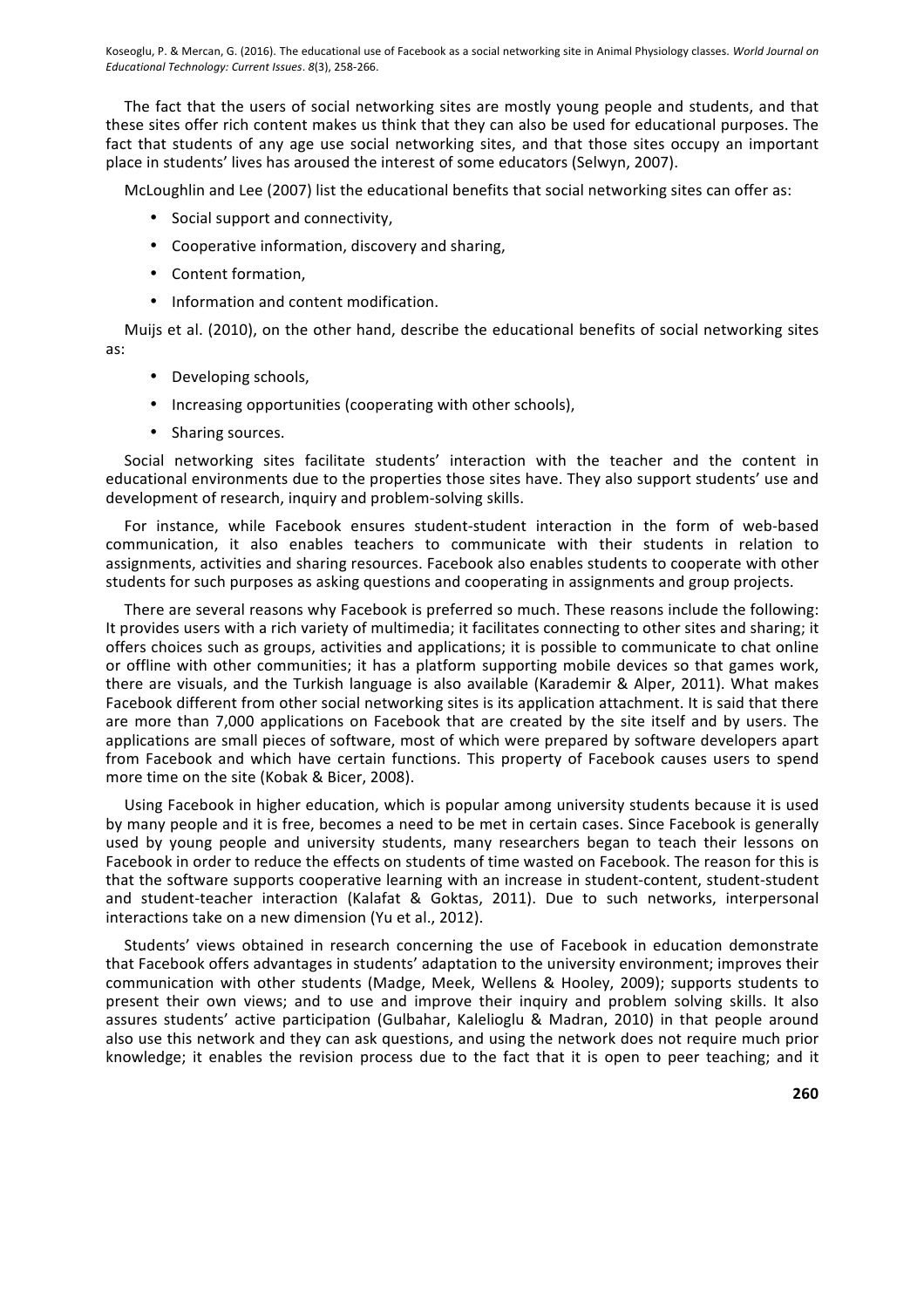The fact that the users of social networking sites are mostly young people and students, and that these sites offer rich content makes us think that they can also be used for educational purposes. The fact that students of any age use social networking sites, and that those sites occupy an important place in students' lives has aroused the interest of some educators (Selwyn, 2007).

McLoughlin and Lee (2007) list the educational benefits that social networking sites can offer as:

- Social support and connectivity,
- Cooperative information, discovery and sharing,
- Content formation,
- Information and content modification.

Muijs et al. (2010), on the other hand, describe the educational benefits of social networking sites as:

- Developing schools,
- Increasing opportunities (cooperating with other schools),
- Sharing sources.

Social networking sites facilitate students' interaction with the teacher and the content in educational environments due to the properties those sites have. They also support students' use and development of research, inquiry and problem-solving skills.

For instance, while Facebook ensures student-student interaction in the form of web-based communication, it also enables teachers to communicate with their students in relation to assignments, activities and sharing resources. Facebook also enables students to cooperate with other students for such purposes as asking questions and cooperating in assignments and group projects.

There are several reasons why Facebook is preferred so much. These reasons include the following: It provides users with a rich variety of multimedia; it facilitates connecting to other sites and sharing; it offers choices such as groups, activities and applications; it is possible to communicate to chat online or offline with other communities; it has a platform supporting mobile devices so that games work, there are visuals, and the Turkish language is also available (Karademir & Alper, 2011). What makes Facebook different from other social networking sites is its application attachment. It is said that there are more than 7,000 applications on Facebook that are created by the site itself and by users. The applications are small pieces of software, most of which were prepared by software developers apart from Facebook and which have certain functions. This property of Facebook causes users to spend more time on the site (Kobak & Bicer, 2008).

Using Facebook in higher education, which is popular among university students because it is used by many people and it is free, becomes a need to be met in certain cases. Since Facebook is generally used by young people and university students, many researchers began to teach their lessons on Facebook in order to reduce the effects on students of time wasted on Facebook. The reason for this is that the software supports cooperative learning with an increase in student-content, student-student and student-teacher interaction (Kalafat & Goktas, 2011). Due to such networks, interpersonal interactions take on a new dimension (Yu et al., 2012).

Students' views obtained in research concerning the use of Facebook in education demonstrate that Facebook offers advantages in students' adaptation to the university environment; improves their communication with other students (Madge, Meek, Wellens & Hooley, 2009); supports students to present their own views; and to use and improve their inquiry and problem solving skills. It also assures students' active participation (Gulbahar, Kalelioglu & Madran, 2010) in that people around also use this network and they can ask questions, and using the network does not require much prior knowledge; it enables the revision process due to the fact that it is open to peer teaching; and it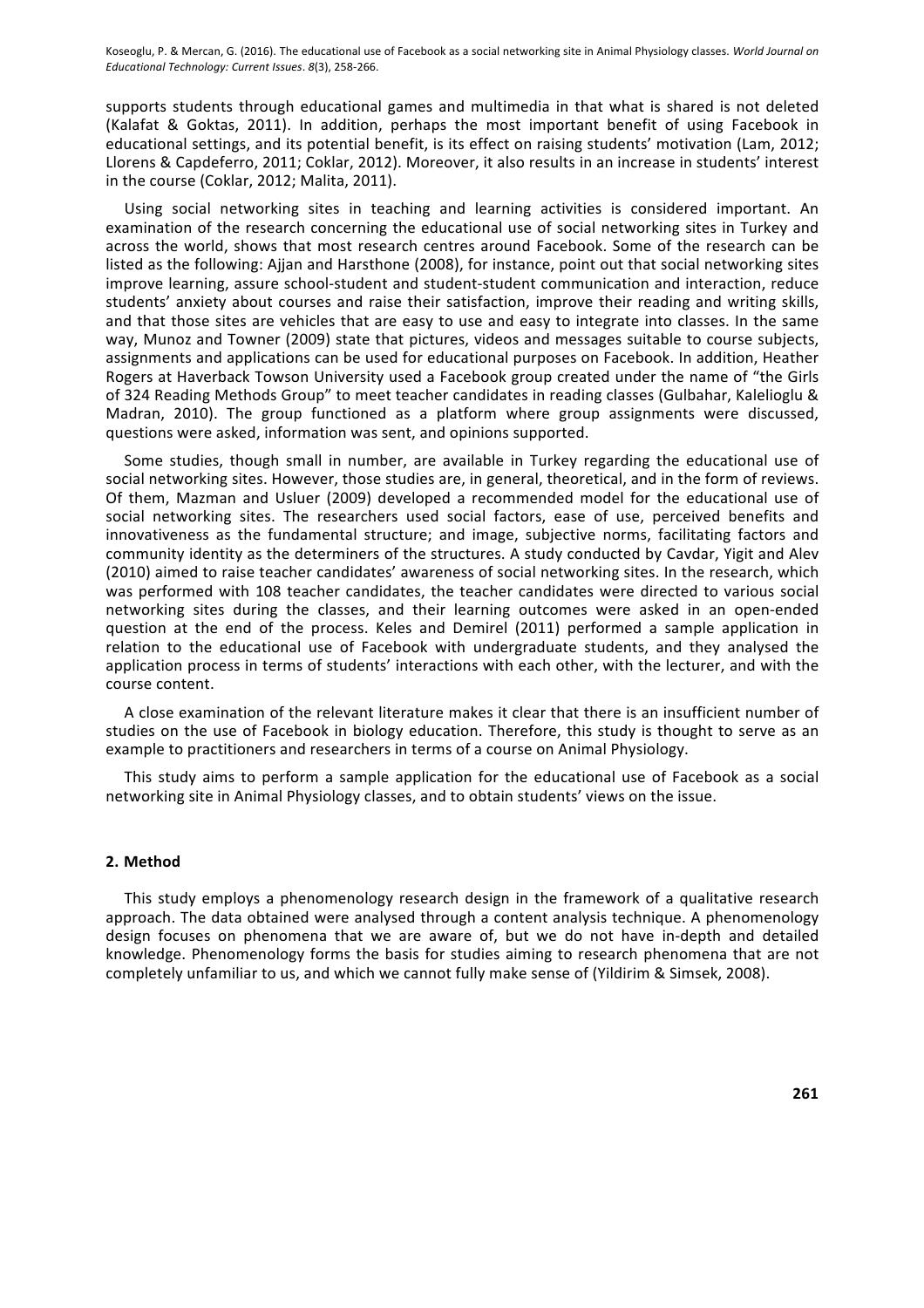supports students through educational games and multimedia in that what is shared is not deleted (Kalafat & Goktas, 2011). In addition, perhaps the most important benefit of using Facebook in educational settings, and its potential benefit, is its effect on raising students' motivation (Lam, 2012; Llorens & Capdeferro, 2011; Coklar, 2012). Moreover, it also results in an increase in students' interest in the course (Coklar, 2012; Malita, 2011).

Using social networking sites in teaching and learning activities is considered important. An examination of the research concerning the educational use of social networking sites in Turkey and across the world, shows that most research centres around Facebook. Some of the research can be listed as the following: Ajjan and Harsthone (2008), for instance, point out that social networking sites improve learning, assure school-student and student-student communication and interaction, reduce students' anxiety about courses and raise their satisfaction, improve their reading and writing skills, and that those sites are vehicles that are easy to use and easy to integrate into classes. In the same way, Munoz and Towner (2009) state that pictures, videos and messages suitable to course subjects, assignments and applications can be used for educational purposes on Facebook. In addition, Heather Rogers at Haverback Towson University used a Facebook group created under the name of "the Girls of 324 Reading Methods Group" to meet teacher candidates in reading classes (Gulbahar, Kalelioglu & Madran, 2010). The group functioned as a platform where group assignments were discussed, questions were asked, information was sent, and opinions supported.

Some studies, though small in number, are available in Turkey regarding the educational use of social networking sites. However, those studies are, in general, theoretical, and in the form of reviews. Of them, Mazman and Usluer (2009) developed a recommended model for the educational use of social networking sites. The researchers used social factors, ease of use, perceived benefits and innovativeness as the fundamental structure; and image, subjective norms, facilitating factors and community identity as the determiners of the structures. A study conducted by Cavdar, Yigit and Alev (2010) aimed to raise teacher candidates' awareness of social networking sites. In the research, which was performed with 108 teacher candidates, the teacher candidates were directed to various social networking sites during the classes, and their learning outcomes were asked in an open-ended question at the end of the process. Keles and Demirel (2011) performed a sample application in relation to the educational use of Facebook with undergraduate students, and they analysed the application process in terms of students' interactions with each other, with the lecturer, and with the course content.

A close examination of the relevant literature makes it clear that there is an insufficient number of studies on the use of Facebook in biology education. Therefore, this study is thought to serve as an example to practitioners and researchers in terms of a course on Animal Physiology.

This study aims to perform a sample application for the educational use of Facebook as a social networking site in Animal Physiology classes, and to obtain students' views on the issue.

## 2. Method

This study employs a phenomenology research design in the framework of a qualitative research approach. The data obtained were analysed through a content analysis technique. A phenomenology design focuses on phenomena that we are aware of, but we do not have in-depth and detailed knowledge. Phenomenology forms the basis for studies aiming to research phenomena that are not completely unfamiliar to us, and which we cannot fully make sense of (Yildirim & Simsek, 2008).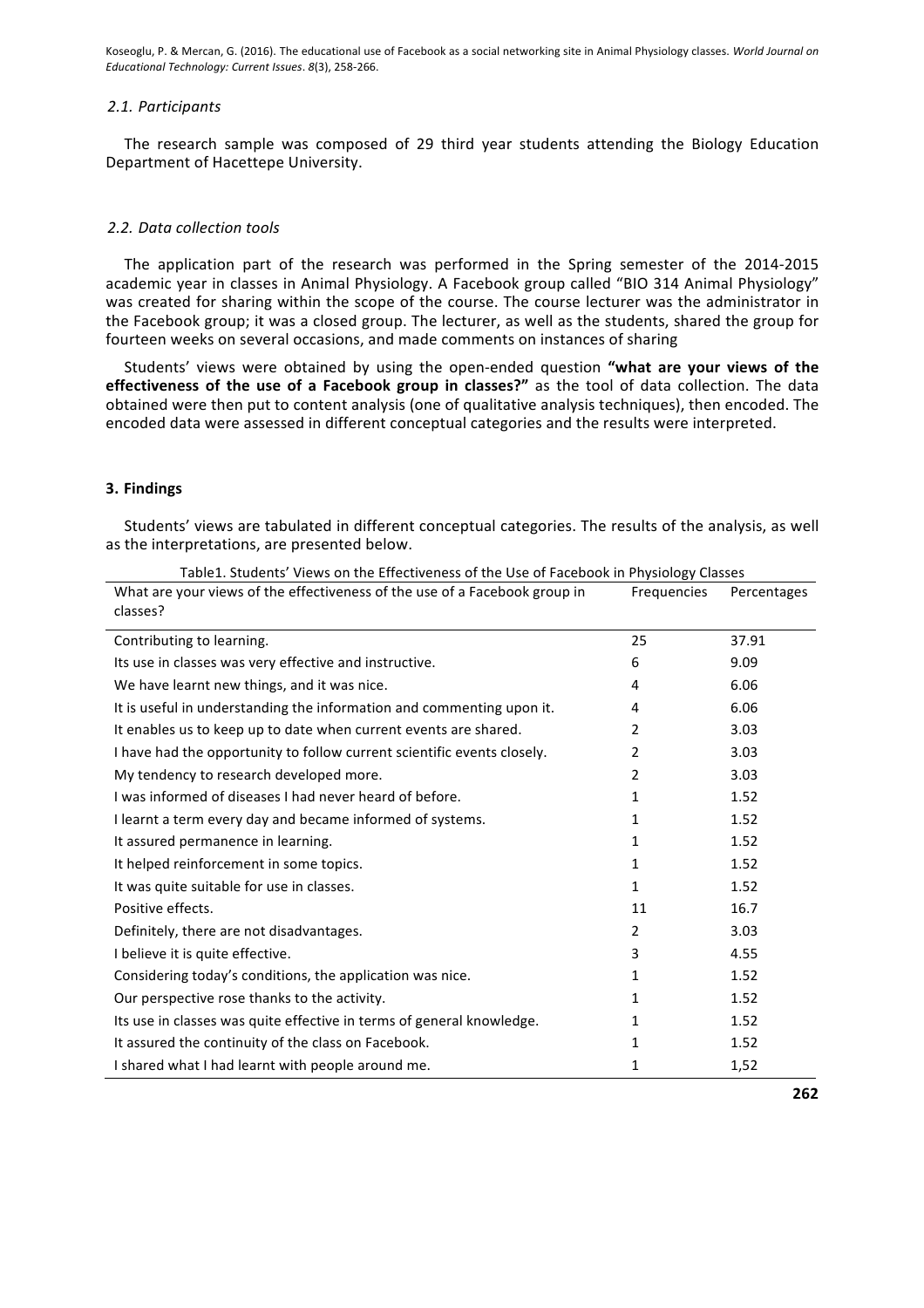### 2.1. Participants

The research sample was composed of 29 third year students attending the Biology Education Department of Hacettepe University.

### 2.2. Data collection tools

The application part of the research was performed in the Spring semester of the 2014-2015 academic year in classes in Animal Physiology. A Facebook group called "BIO 314 Animal Physiology" was created for sharing within the scope of the course. The course lecturer was the administrator in the Facebook group; it was a closed group. The lecturer, as well as the students, shared the group for fourteen weeks on several occasions, and made comments on instances of sharing

Students' views were obtained by using the open-ended question **"what are your views of the effectiveness of the use of a Facebook group in classes?"** as the tool of data collection. The data obtained were then put to content analysis (one of qualitative analysis techniques), then encoded. The encoded data were assessed in different conceptual categories and the results were interpreted.

## 3. Findings

Students' views are tabulated in different conceptual categories. The results of the analysis, as well as the interpretations, are presented below.

Table1. Students' Views on the Effectiveness of the Use of Facebook in Physiology Classes

| What are your views of the effectiveness of the use of a Facebook group in classes? | Frequencies | Percentages |
|---|---|---|
| Contributing to learning. | 25 | 37.91 |
| Its use in classes was very effective and instructive. | 6 | 9.09 |
| We have learnt new things, and it was nice. | 4 | 6.06 |
| It is useful in understanding the information and commenting upon it. | 4 | 6.06 |
| It enables us to keep up to date when current events are shared. | 2 | 3.03 |
| I have had the opportunity to follow current scientific events closely. | 2 | 3.03 |
| My tendency to research developed more. | 2 | 3.03 |
| I was informed of diseases I had never heard of before. | 1 | 1.52 |
| I learnt a term every day and became informed of systems. | 1 | 1.52 |
| It assured permanence in learning. | 1 | 1.52 |
| It helped reinforcement in some topics. | 1 | 1.52 |
| It was quite suitable for use in classes. | 1 | 1.52 |
| Positive effects. | 11 | 16.7 |
| Definitely, there are not disadvantages. | 2 | 3.03 |
| I believe it is quite effective. | 3 | 4.55 |
| Considering today's conditions, the application was nice. | 1 | 1.52 |
| Our perspective rose thanks to the activity. | 1 | 1.52 |
| Its use in classes was quite effective in terms of general knowledge. | 1 | 1.52 |
| It assured the continuity of the class on Facebook. | 1 | 1.52 |
| I shared what I had learnt with people around me. | 1 | 1,52 |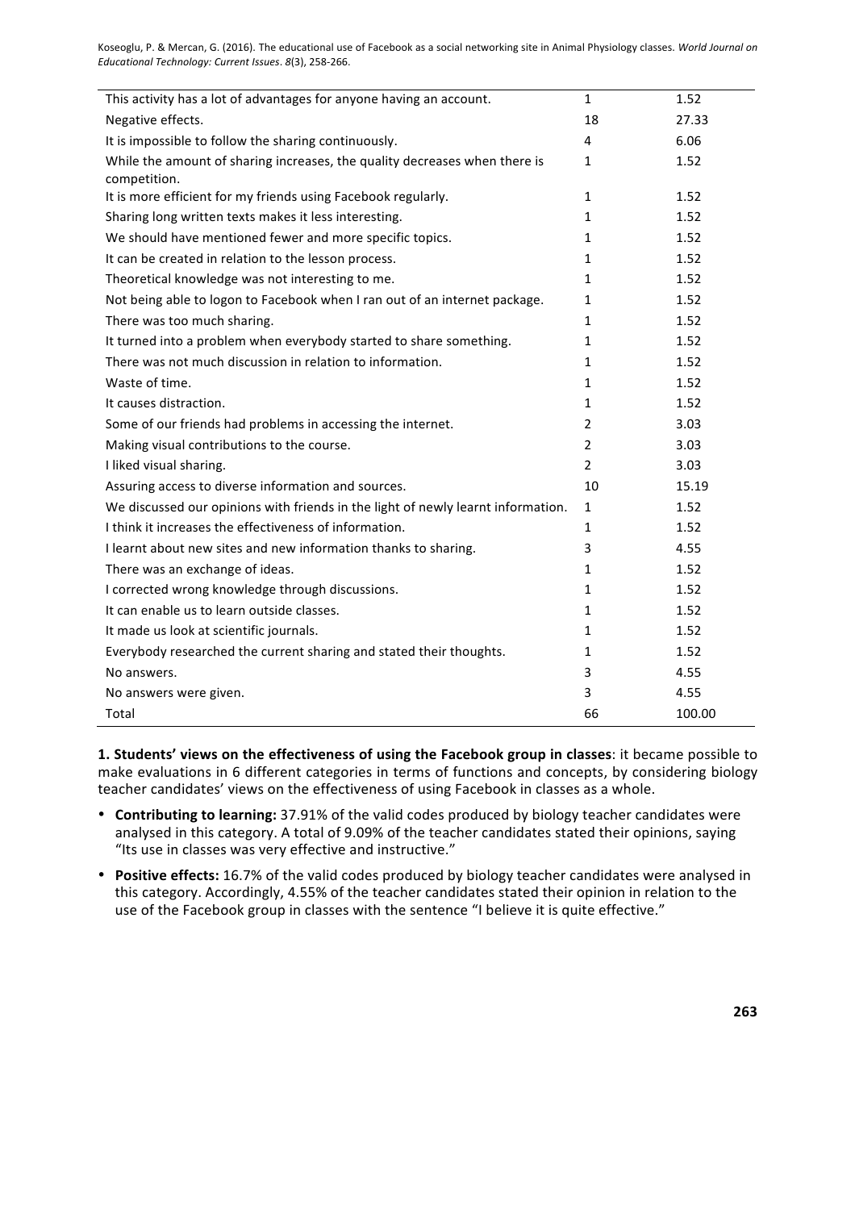| | | |
|---|---|---|
| This activity has a lot of advantages for anyone having an account. | 1 | 1.52 |
| Negative effects. | 18 | 27.33 |
| It is impossible to follow the sharing continuously. | 4 | 6.06 |
| While the amount of sharing increases, the quality decreases when there is competition. | 1 | 1.52 |
| It is more efficient for my friends using Facebook regularly. | 1 | 1.52 |
| Sharing long written texts makes it less interesting. | 1 | 1.52 |
| We should have mentioned fewer and more specific topics. | 1 | 1.52 |
| It can be created in relation to the lesson process. | 1 | 1.52 |
| Theoretical knowledge was not interesting to me. | 1 | 1.52 |
| Not being able to logon to Facebook when I ran out of an internet package. | 1 | 1.52 |
| There was too much sharing. | 1 | 1.52 |
| It turned into a problem when everybody started to share something. | 1 | 1.52 |
| There was not much discussion in relation to information. | 1 | 1.52 |
| Waste of time. | 1 | 1.52 |
| It causes distraction. | 1 | 1.52 |
| Some of our friends had problems in accessing the internet. | 2 | 3.03 |
| Making visual contributions to the course. | 2 | 3.03 |
| I liked visual sharing. | 2 | 3.03 |
| Assuring access to diverse information and sources. | 10 | 15.19 |
| We discussed our opinions with friends in the light of newly learnt information. | 1 | 1.52 |
| I think it increases the effectiveness of information. | 1 | 1.52 |
| I learnt about new sites and new information thanks to sharing. | 3 | 4.55 |
| There was an exchange of ideas. | 1 | 1.52 |
| I corrected wrong knowledge through discussions. | 1 | 1.52 |
| It can enable us to learn outside classes. | 1 | 1.52 |
| It made us look at scientific journals. | 1 | 1.52 |
| Everybody researched the current sharing and stated their thoughts. | 1 | 1.52 |
| No answers. | 3 | 4.55 |
| No answers were given. | 3 | 4.55 |
| Total | 66 | 100.00 |

**1. Students' views on the effectiveness of using the Facebook group in classes**: it became possible to make evaluations in 6 different categories in terms of functions and concepts, by considering biology teacher candidates' views on the effectiveness of using Facebook in classes as a whole.

- **Contributing to learning:** 37.91% of the valid codes produced by biology teacher candidates were analysed in this category. A total of 9.09% of the teacher candidates stated their opinions, saying "Its use in classes was very effective and instructive."
- **Positive effects:** 16.7% of the valid codes produced by biology teacher candidates were analysed in this category. Accordingly, 4.55% of the teacher candidates stated their opinion in relation to the use of the Facebook group in classes with the sentence "I believe it is quite effective."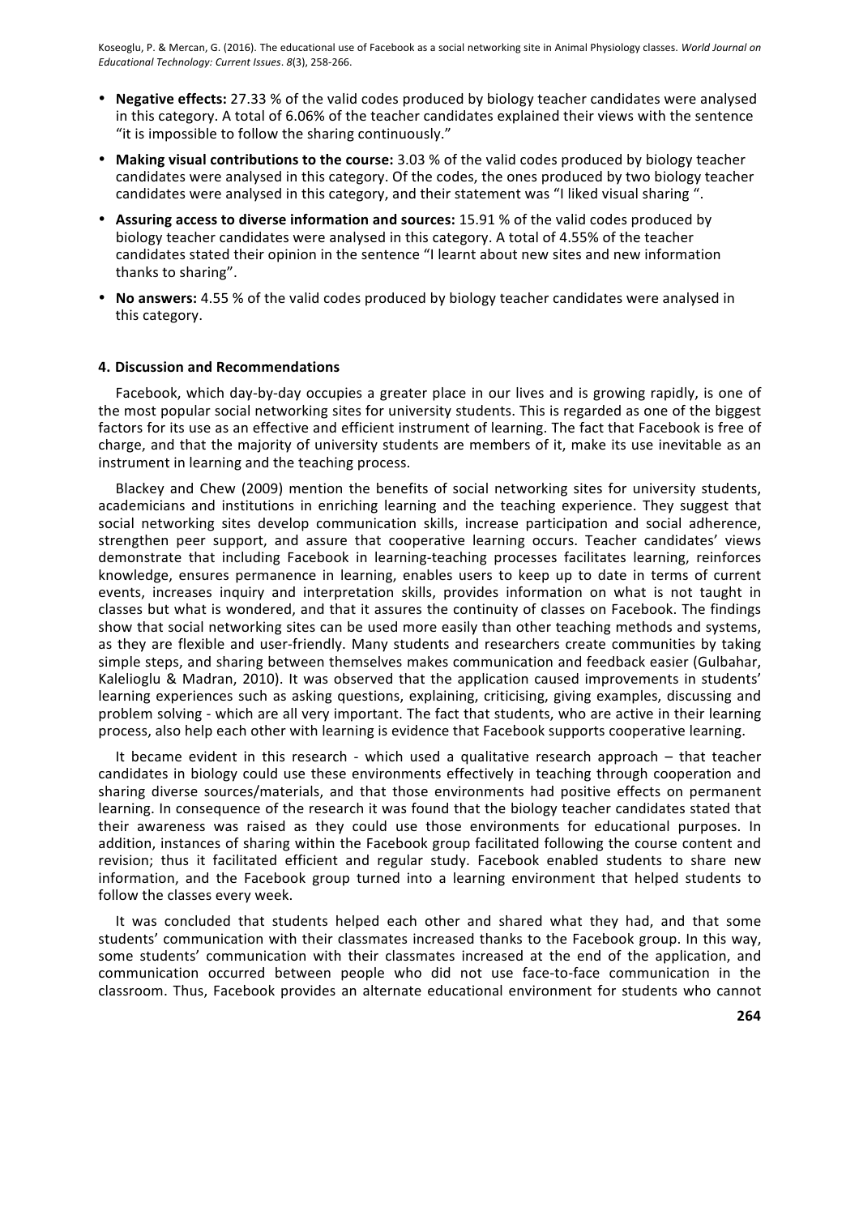- **Negative effects:** 27.33 % of the valid codes produced by biology teacher candidates were analysed in this category. A total of 6.06% of the teacher candidates explained their views with the sentence "it is impossible to follow the sharing continuously."
- **Making visual contributions to the course:** 3.03 % of the valid codes produced by biology teacher candidates were analysed in this category. Of the codes, the ones produced by two biology teacher candidates were analysed in this category, and their statement was "I liked visual sharing ".
- **Assuring access to diverse information and sources:** 15.91 % of the valid codes produced by biology teacher candidates were analysed in this category. A total of 4.55% of the teacher candidates stated their opinion in the sentence "I learnt about new sites and new information thanks to sharing".
- **No answers:** 4.55 % of the valid codes produced by biology teacher candidates were analysed in this category.

## 4. Discussion and Recommendations

Facebook, which day-by-day occupies a greater place in our lives and is growing rapidly, is one of the most popular social networking sites for university students. This is regarded as one of the biggest factors for its use as an effective and efficient instrument of learning. The fact that Facebook is free of charge, and that the majority of university students are members of it, make its use inevitable as an instrument in learning and the teaching process.

Blackey and Chew (2009) mention the benefits of social networking sites for university students, academicians and institutions in enriching learning and the teaching experience. They suggest that social networking sites develop communication skills, increase participation and social adherence, strengthen peer support, and assure that cooperative learning occurs. Teacher candidates' views demonstrate that including Facebook in learning-teaching processes facilitates learning, reinforces knowledge, ensures permanence in learning, enables users to keep up to date in terms of current events, increases inquiry and interpretation skills, provides information on what is not taught in classes but what is wondered, and that it assures the continuity of classes on Facebook. The findings show that social networking sites can be used more easily than other teaching methods and systems, as they are flexible and user-friendly. Many students and researchers create communities by taking simple steps, and sharing between themselves makes communication and feedback easier (Gulbahar, Kalelioglu & Madran, 2010). It was observed that the application caused improvements in students' learning experiences such as asking questions, explaining, criticising, giving examples, discussing and problem solving - which are all very important. The fact that students, who are active in their learning process, also help each other with learning is evidence that Facebook supports cooperative learning.

It became evident in this research - which used a qualitative research approach – that teacher candidates in biology could use these environments effectively in teaching through cooperation and sharing diverse sources/materials, and that those environments had positive effects on permanent learning. In consequence of the research it was found that the biology teacher candidates stated that their awareness was raised as they could use those environments for educational purposes. In addition, instances of sharing within the Facebook group facilitated following the course content and revision; thus it facilitated efficient and regular study. Facebook enabled students to share new information, and the Facebook group turned into a learning environment that helped students to follow the classes every week.

It was concluded that students helped each other and shared what they had, and that some students' communication with their classmates increased thanks to the Facebook group. In this way, some students' communication with their classmates increased at the end of the application, and communication occurred between people who did not use face-to-face communication in the classroom. Thus, Facebook provides an alternate educational environment for students who cannot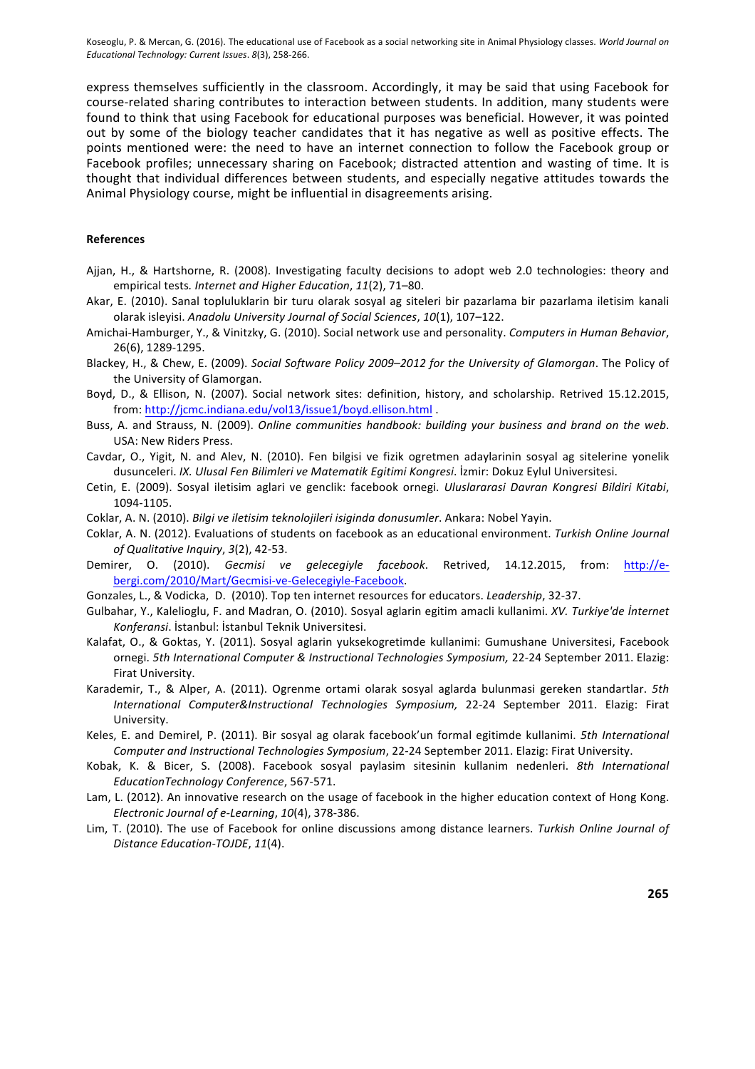express themselves sufficiently in the classroom. Accordingly, it may be said that using Facebook for course-related sharing contributes to interaction between students. In addition, many students were found to think that using Facebook for educational purposes was beneficial. However, it was pointed out by some of the biology teacher candidates that it has negative as well as positive effects. The points mentioned were: the need to have an internet connection to follow the Facebook group or Facebook profiles; unnecessary sharing on Facebook; distracted attention and wasting of time. It is thought that individual differences between students, and especially negative attitudes towards the Animal Physiology course, might be influential in disagreements arising.

**References**

Ajjan, H., & Hartshorne, R. (2008). Investigating faculty decisions to adopt web 2.0 technologies: theory and empirical tests. *Internet and Higher Education*, *11*(2), 71–80.

Akar, E. (2010). Sanal topluluklarin bir turu olarak sosyal ag siteleri bir pazarlama bir pazarlama iletisim kanali olarak isleyisi. *Anadolu University Journal of Social Sciences*, *10*(1), 107–122.

Amichai-Hamburger, Y., & Vinitzky, G. (2010). Social network use and personality. *Computers in Human Behavior*, 26(6), 1289-1295.

Blackey, H., & Chew, E. (2009). *Social Software Policy 2009–2012 for the University of Glamorgan*. The Policy of the University of Glamorgan.

Boyd, D., & Ellison, N. (2007). Social network sites: definition, history, and scholarship. Retrived 15.12.2015, from: http://jcmc.indiana.edu/vol13/issue1/boyd.ellison.html .

Buss, A. and Strauss, N. (2009). *Online communities handbook: building your business and brand on the web*. USA: New Riders Press.

Cavdar, O., Yigit, N. and Alev, N. (2010). Fen bilgisi ve fizik ogretmen adaylarinin sosyal ag sitelerine yonelik dusunceleri. *IX. Ulusal Fen Bilimleri ve Matematik Egitimi Kongresi*. İzmir: Dokuz Eylul Universitesi.

Cetin, E. (2009). Sosyal iletisim aglari ve genclik: facebook ornegi. *Uluslararasi Davran Kongresi Bildiri Kitabi*, 1094-1105.

Coklar, A. N. (2010). *Bilgi ve iletisim teknolojileri isiginda donusumler*. Ankara: Nobel Yayin.

Coklar, A. N. (2012). Evaluations of students on facebook as an educational environment. *Turkish Online Journal of Qualitative Inquiry*, *3*(2), 42-53.

Demirer, O. (2010). *Gecmisi ve gelecegiyle facebook*. Retrived, 14.12.2015, from: http://e-bergi.com/2010/Mart/Gecmisi-ve-Gelecegiyle-Facebook.

Gonzales, L., & Vodicka, D. (2010). Top ten internet resources for educators. *Leadership*, 32-37.

Gulbahar, Y., Kalelioglu, F. and Madran, O. (2010). Sosyal aglarin egitim amacli kullanimi. *XV. Turkiye'de İnternet Konferansi*. İstanbul: İstanbul Teknik Universitesi.

Kalafat, O., & Goktas, Y. (2011). Sosyal aglarin yuksekogretimde kullanimi: Gumushane Universitesi, Facebook ornegi. *5th International Computer & Instructional Technologies Symposium,* 22-24 September 2011. Elazig: Firat University.

Karademir, T., & Alper, A. (2011). Ogrenme ortami olarak sosyal aglarda bulunmasi gereken standartlar. *5th International Computer&Instructional Technologies Symposium,* 22-24 September 2011. Elazig: Firat University.

Keles, E. and Demirel, P. (2011). Bir sosyal ag olarak facebook'un formal egitimde kullanimi. *5th International Computer and Instructional Technologies Symposium*, 22-24 September 2011. Elazig: Firat University.

Kobak, K. & Bicer, S. (2008). Facebook sosyal paylasim sitesinin kullanim nedenleri. *8th International EducationTechnology Conference*, 567-571.

Lam, L. (2012). An innovative research on the usage of facebook in the higher education context of Hong Kong. *Electronic Journal of e-Learning*, *10*(4), 378-386.

Lim, T. (2010). The use of Facebook for online discussions among distance learners. *Turkish Online Journal of Distance Education-TOJDE*, *11*(4).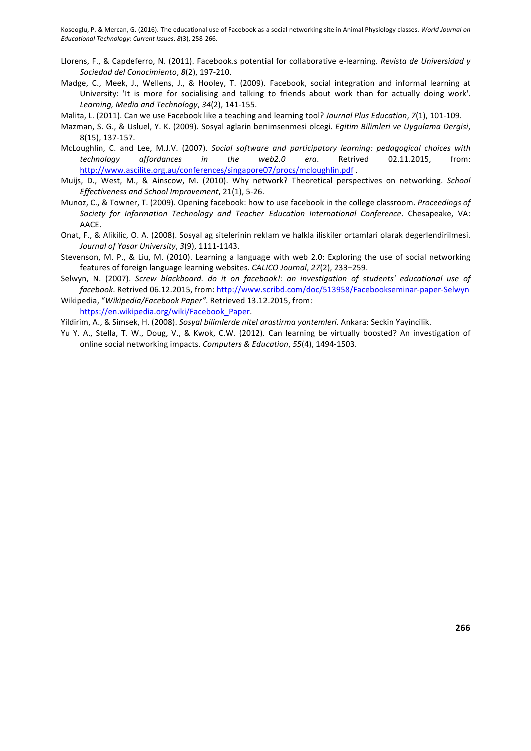Llorens, F., & Capdeferro, N. (2011). Facebook.s potential for collaborative e-learning. *Revista de Universidad y Sociedad del Conocimiento*, *8*(2), 197-210.

Madge, C., Meek, J., Wellens, J., & Hooley, T. (2009). Facebook, social integration and informal learning at University: 'It is more for socialising and talking to friends about work than for actually doing work'. *Learning, Media and Technology*, *34*(2), 141-155.

Malita, L. (2011). Can we use Facebook like a teaching and learning tool? *Journal Plus Education*, *7*(1), 101-109.

Mazman, S. G., & Usluel, Y. K. (2009). Sosyal aglarin benimsenmesi olcegi. *Egitim Bilimleri ve Uygulama Dergisi*, 8(15), 137-157.

McLoughlin, C. and Lee, M.J.V. (2007). *Social software and participatory learning: pedagogical choices with technology affordances in the web2.0 era*. Retrived 02.11.2015, from: http://www.ascilite.org.au/conferences/singapore07/procs/mcloughlin.pdf .

Muijs, D., West, M., & Ainscow, M. (2010). Why network? Theoretical perspectives on networking. *School Effectiveness and School Improvement*, 21(1), 5-26.

Munoz, C., & Towner, T. (2009). Opening facebook: how to use facebook in the college classroom. *Proceedings of Society for Information Technology and Teacher Education International Conference*. Chesapeake, VA: AACE.

Onat, F., & Alikilic, O. A. (2008). Sosyal ag sitelerinin reklam ve halkla iliskiler ortamlari olarak degerlendirilmesi. *Journal of Yasar University*, *3*(9), 1111-1143.

Stevenson, M. P., & Liu, M. (2010). Learning a language with web 2.0: Exploring the use of social networking features of foreign language learning websites. *CALICO Journal*, *27*(2), 233−259.

Selwyn, N. (2007). *Screw blackboard. do it on facebook!: an investigation of students' educational use of facebook*. Retrived 06.12.2015, from: http://www.scribd.com/doc/513958/Facebookseminar-paper-Selwyn

Wikipedia, "*Wikipedia/Facebook Paper"*. Retrieved 13.12.2015, from: https://en.wikipedia.org/wiki/Facebook_Paper.

Yildirim, A., & Simsek, H. (2008). *Sosyal bilimlerde nitel arastirma yontemleri*. Ankara: Seckin Yayincilik.

Yu Y. A., Stella, T. W., Doug, V., & Kwok, C.W. (2012). Can learning be virtually boosted? An investigation of online social networking impacts. *Computers & Education*, *55*(4), 1494-1503.